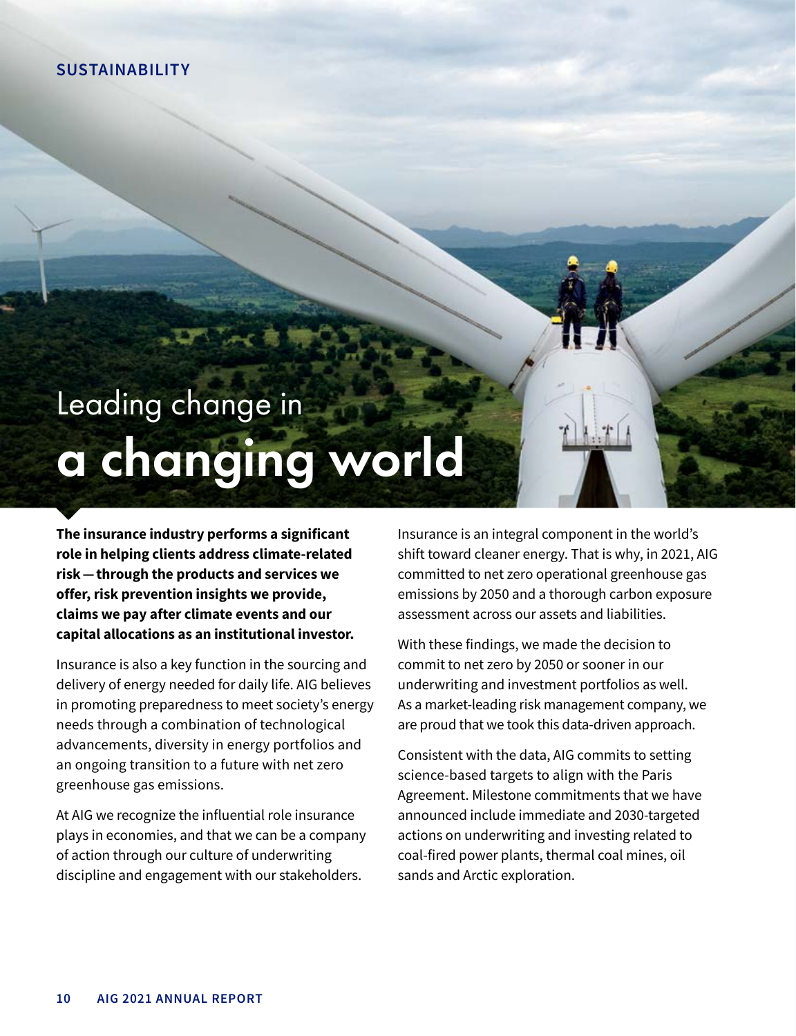SUSTAINABILITY

# Leading change in a changing world

**The insurance industry performs a significant role in helping clients address climate-related risk — through the products and services we offer, risk prevention insights we provide, claims we pay after climate events and our capital allocations as an institutional investor.**

Insurance is also a key function in the sourcing and delivery of energy needed for daily life. AIG believes in promoting preparedness to meet society's energy needs through a combination of technological advancements, diversity in energy portfolios and an ongoing transition to a future with net zero greenhouse gas emissions.

At AIG we recognize the influential role insurance plays in economies, and that we can be a company of action through our culture of underwriting discipline and engagement with our stakeholders.

Insurance is an integral component in the world's shift toward cleaner energy. That is why, in 2021, AIG committed to net zero operational greenhouse gas emissions by 2050 and a thorough carbon exposure assessment across our assets and liabilities.

With these findings, we made the decision to commit to net zero by 2050 or sooner in our underwriting and investment portfolios as well. As a market-leading risk management company, we are proud that we took this data-driven approach.

Consistent with the data, AIG commits to setting science-based targets to align with the Paris Agreement. Milestone commitments that we have announced include immediate and 2030-targeted actions on underwriting and investing related to coal-fired power plants, thermal coal mines, oil sands and Arctic exploration.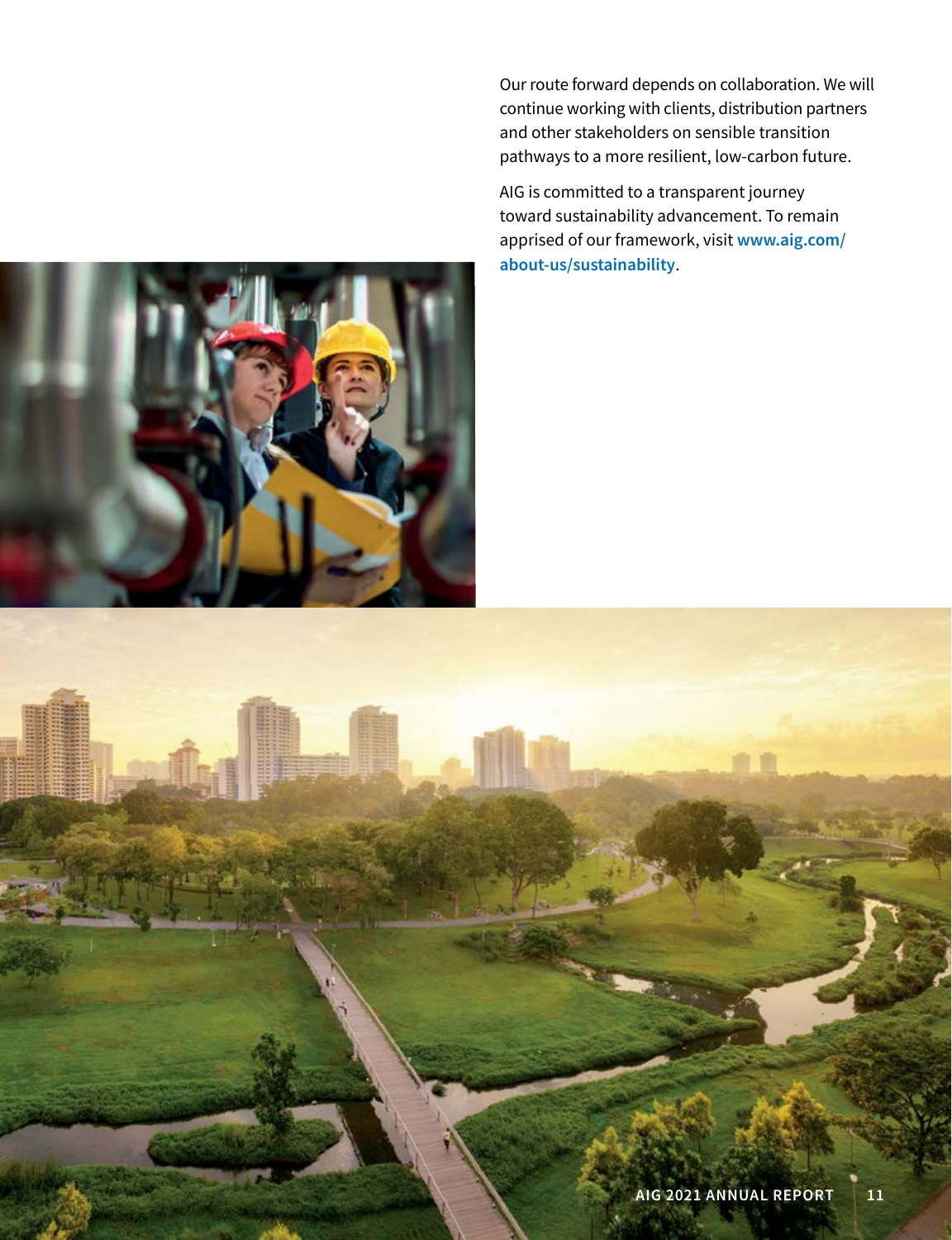Our route forward depends on collaboration. We will continue working with clients, distribution partners and other stakeholders on sensible transition pathways to a more resilient, low-carbon future.

AIG is committed to a transparent journey toward sustainability advancement. To remain apprised of our framework, visit **www.aig.com/about-us/sustainability**.